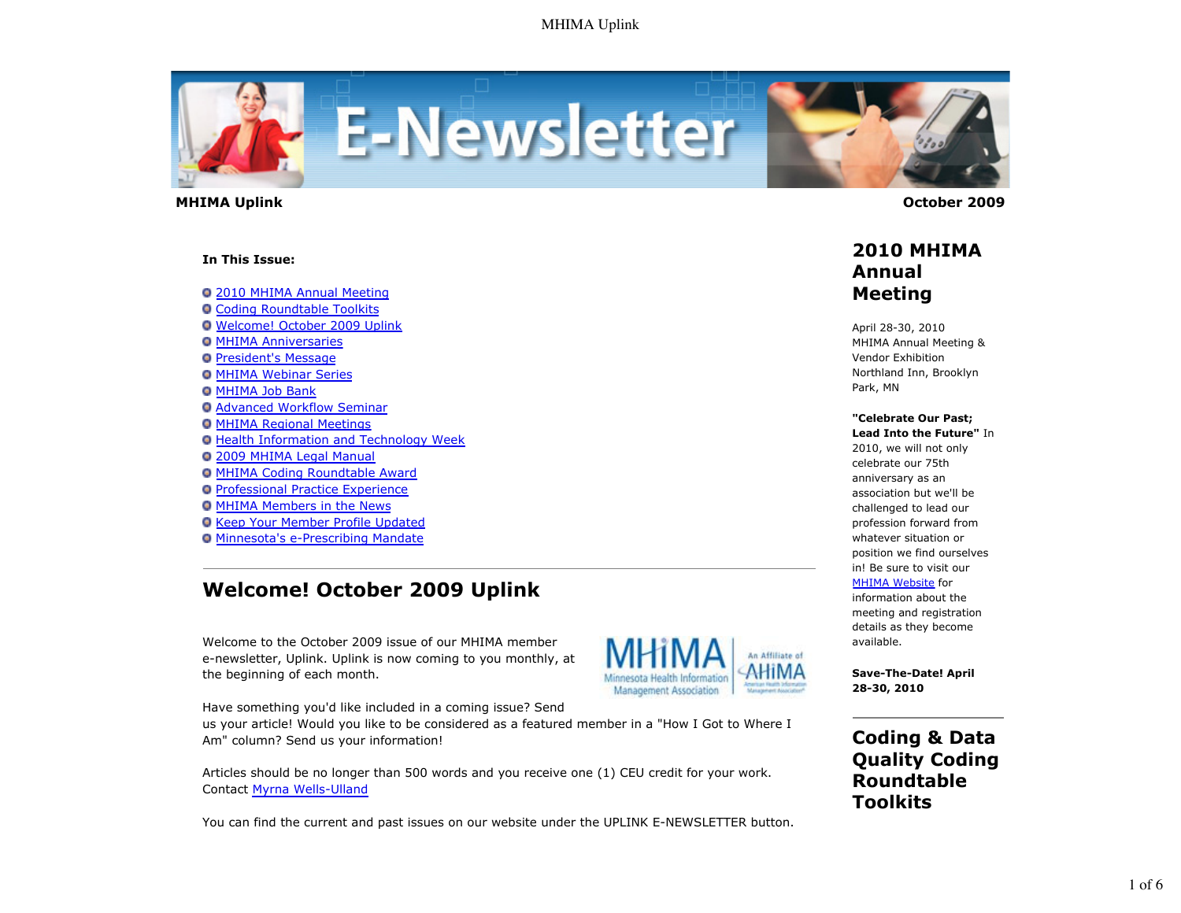**MHIMA Uplink** **October 2009**

**In This Issue:**

- 2010 MHIMA Annual Meeting
- Coding Roundtable Toolkits
- Welcome! October 2009 Uplink
- MHIMA Anniversaries
- President's Message
- MHIMA Webinar Series
- MHIMA Job Bank
- Advanced Workflow Seminar
- MHIMA Regional Meetings
- Health Information and Technology Week
- 2009 MHIMA Legal Manual
- MHIMA Coding Roundtable Award
- Professional Practice Experience
- MHIMA Members in the News
- Keep Your Member Profile Updated
- Minnesota's e-Prescribing Mandate

## Welcome! October 2009 Uplink

Welcome to the October 2009 issue of our MHIMA member e-newsletter, Uplink. Uplink is now coming to you monthly, at the beginning of each month.

Have something you'd like included in a coming issue? Send us your article! Would you like to be considered as a featured member in a "How I Got to Where I Am" column? Send us your information!

Articles should be no longer than 500 words and you receive one (1) CEU credit for your work. Contact Myrna Wells-Ulland

You can find the current and past issues on our website under the UPLINK E-NEWSLETTER button.

## 2010 MHIMA Annual Meeting

April 28-30, 2010
MHIMA Annual Meeting & Vendor Exhibition
Northland Inn, Brooklyn Park, MN

**"Celebrate Our Past; Lead Into the Future"** In 2010, we will not only celebrate our 75th anniversary as an association but we'll be challenged to lead our profession forward from whatever situation or position we find ourselves in! Be sure to visit our MHIMA Website for information about the meeting and registration details as they become available.

**Save-The-Date! April 28-30, 2010**

## Coding & Data Quality Coding Roundtable Toolkits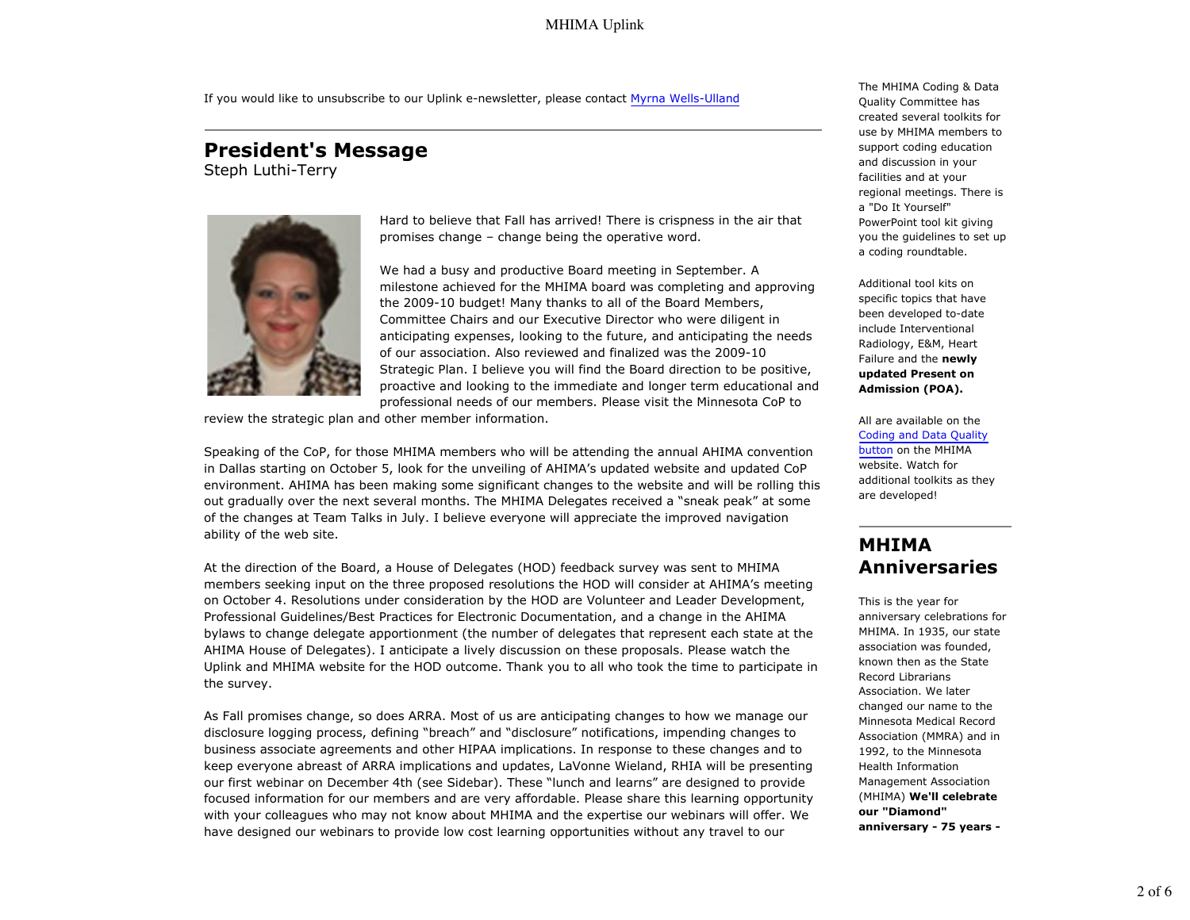If you would like to unsubscribe to our Uplink e-newsletter, please contact Myrna Wells-Ulland

---

## President's Message

Steph Luthi-Terry

Hard to believe that Fall has arrived! There is crispness in the air that promises change – change being the operative word.

We had a busy and productive Board meeting in September. A milestone achieved for the MHIMA board was completing and approving the 2009-10 budget! Many thanks to all of the Board Members, Committee Chairs and our Executive Director who were diligent in anticipating expenses, looking to the future, and anticipating the needs of our association. Also reviewed and finalized was the 2009-10 Strategic Plan. I believe you will find the Board direction to be positive, proactive and looking to the immediate and longer term educational and professional needs of our members. Please visit the Minnesota CoP to review the strategic plan and other member information.

Speaking of the CoP, for those MHIMA members who will be attending the annual AHIMA convention in Dallas starting on October 5, look for the unveiling of AHIMA's updated website and updated CoP environment. AHIMA has been making some significant changes to the website and will be rolling this out gradually over the next several months. The MHIMA Delegates received a "sneak peak" at some of the changes at Team Talks in July. I believe everyone will appreciate the improved navigation ability of the web site.

At the direction of the Board, a House of Delegates (HOD) feedback survey was sent to MHIMA members seeking input on the three proposed resolutions the HOD will consider at AHIMA's meeting on October 4. Resolutions under consideration by the HOD are Volunteer and Leader Development, Professional Guidelines/Best Practices for Electronic Documentation, and a change in the AHIMA bylaws to change delegate apportionment (the number of delegates that represent each state at the AHIMA House of Delegates). I anticipate a lively discussion on these proposals. Please watch the Uplink and MHIMA website for the HOD outcome. Thank you to all who took the time to participate in the survey.

As Fall promises change, so does ARRA. Most of us are anticipating changes to how we manage our disclosure logging process, defining "breach" and "disclosure" notifications, impending changes to business associate agreements and other HIPAA implications. In response to these changes and to keep everyone abreast of ARRA implications and updates, LaVonne Wieland, RHIA will be presenting our first webinar on December 4th (see Sidebar). These "lunch and learns" are designed to provide focused information for our members and are very affordable. Please share this learning opportunity with your colleagues who may not know about MHIMA and the expertise our webinars will offer. We have designed our webinars to provide low cost learning opportunities without any travel to our

The MHIMA Coding & Data Quality Committee has created several toolkits for use by MHIMA members to support coding education and discussion in your facilities and at your regional meetings. There is a "Do It Yourself" PowerPoint tool kit giving you the guidelines to set up a coding roundtable.

Additional tool kits on specific topics that have been developed to-date include Interventional Radiology, E&M, Heart Failure and the **newly updated Present on Admission (POA).**

All are available on the Coding and Data Quality button on the MHIMA website. Watch for additional toolkits as they are developed!

---

## MHIMA Anniversaries

This is the year for anniversary celebrations for MHIMA. In 1935, our state association was founded, known then as the State Record Librarians Association. We later changed our name to the Minnesota Medical Record Association (MMRA) and in 1992, to the Minnesota Health Information Management Association (MHIMA) **We'll celebrate our "Diamond" anniversary - 75 years -**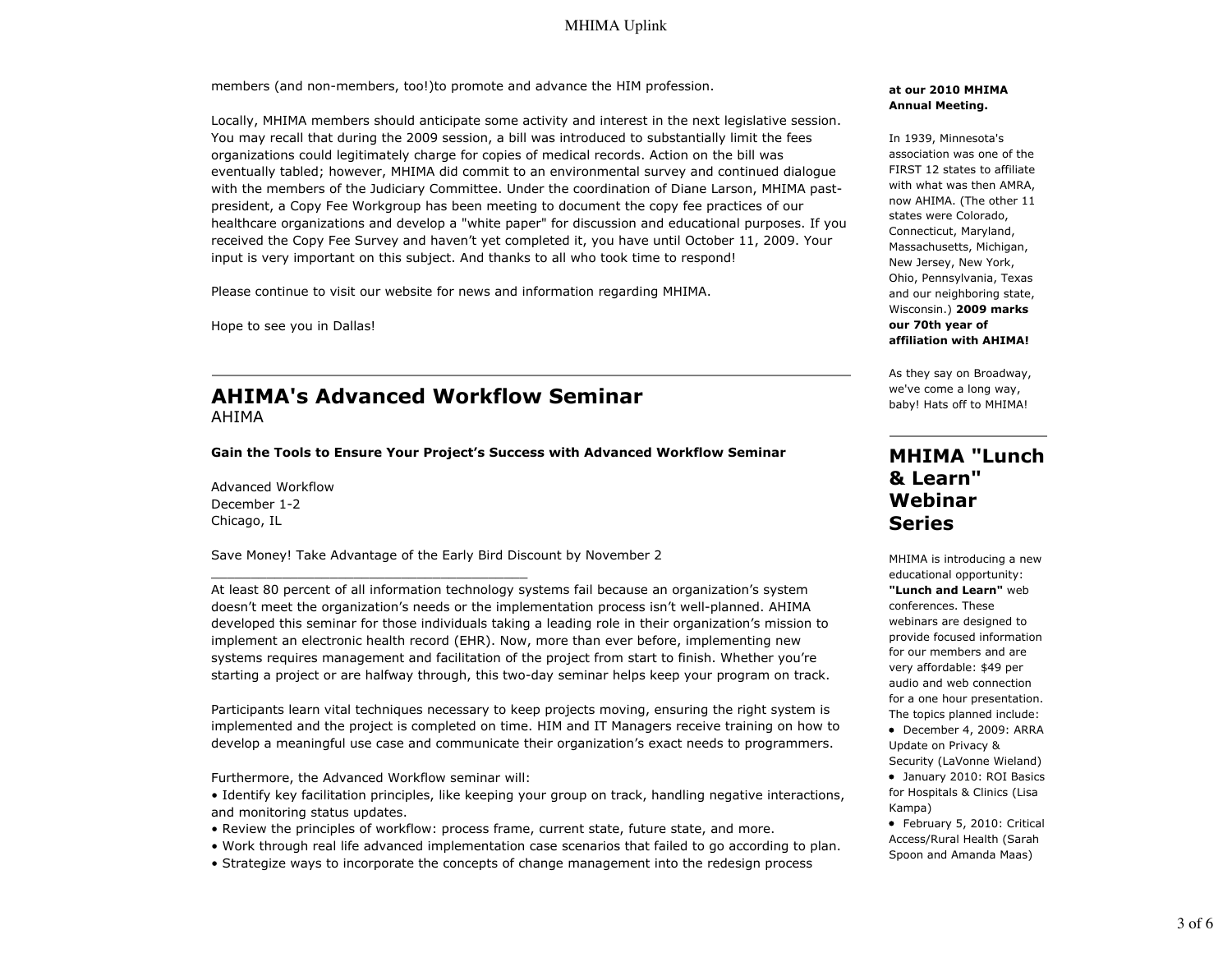members (and non-members, too!)to promote and advance the HIM profession.

Locally, MHIMA members should anticipate some activity and interest in the next legislative session. You may recall that during the 2009 session, a bill was introduced to substantially limit the fees organizations could legitimately charge for copies of medical records. Action on the bill was eventually tabled; however, MHIMA did commit to an environmental survey and continued dialogue with the members of the Judiciary Committee. Under the coordination of Diane Larson, MHIMA past-president, a Copy Fee Workgroup has been meeting to document the copy fee practices of our healthcare organizations and develop a "white paper" for discussion and educational purposes. If you received the Copy Fee Survey and haven't yet completed it, you have until October 11, 2009. Your input is very important on this subject. And thanks to all who took time to respond!

Please continue to visit our website for news and information regarding MHIMA.

Hope to see you in Dallas!

---

## AHIMA's Advanced Workflow Seminar

AHIMA

**Gain the Tools to Ensure Your Project's Success with Advanced Workflow Seminar**

Advanced Workflow
December 1-2
Chicago, IL

Save Money! Take Advantage of the Early Bird Discount by November 2

---

At least 80 percent of all information technology systems fail because an organization's system doesn't meet the organization's needs or the implementation process isn't well-planned. AHIMA developed this seminar for those individuals taking a leading role in their organization's mission to implement an electronic health record (EHR). Now, more than ever before, implementing new systems requires management and facilitation of the project from start to finish. Whether you're starting a project or are halfway through, this two-day seminar helps keep your program on track.

Participants learn vital techniques necessary to keep projects moving, ensuring the right system is implemented and the project is completed on time. HIM and IT Managers receive training on how to develop a meaningful use case and communicate their organization's exact needs to programmers.

Furthermore, the Advanced Workflow seminar will:

- Identify key facilitation principles, like keeping your group on track, handling negative interactions, and monitoring status updates.
- Review the principles of workflow: process frame, current state, future state, and more.
- Work through real life advanced implementation case scenarios that failed to go according to plan.
- Strategize ways to incorporate the concepts of change management into the redesign process

**at our 2010 MHIMA Annual Meeting.**

In 1939, Minnesota's association was one of the FIRST 12 states to affiliate with what was then AMRA, now AHIMA. (The other 11 states were Colorado, Connecticut, Maryland, Massachusetts, Michigan, New Jersey, New York, Ohio, Pennsylvania, Texas and our neighboring state, Wisconsin.) **2009 marks our 70th year of affiliation with AHIMA!**

As they say on Broadway, we've come a long way, baby! Hats off to MHIMA!

---

## MHIMA "Lunch & Learn" Webinar Series

MHIMA is introducing a new educational opportunity: **"Lunch and Learn"** web conferences. These webinars are designed to provide focused information for our members and are very affordable: $49 per audio and web connection for a one hour presentation. The topics planned include:

- December 4, 2009: ARRA Update on Privacy & Security (LaVonne Wieland)
- January 2010: ROI Basics for Hospitals & Clinics (Lisa Kampa)
- February 5, 2010: Critical Access/Rural Health (Sarah Spoon and Amanda Maas)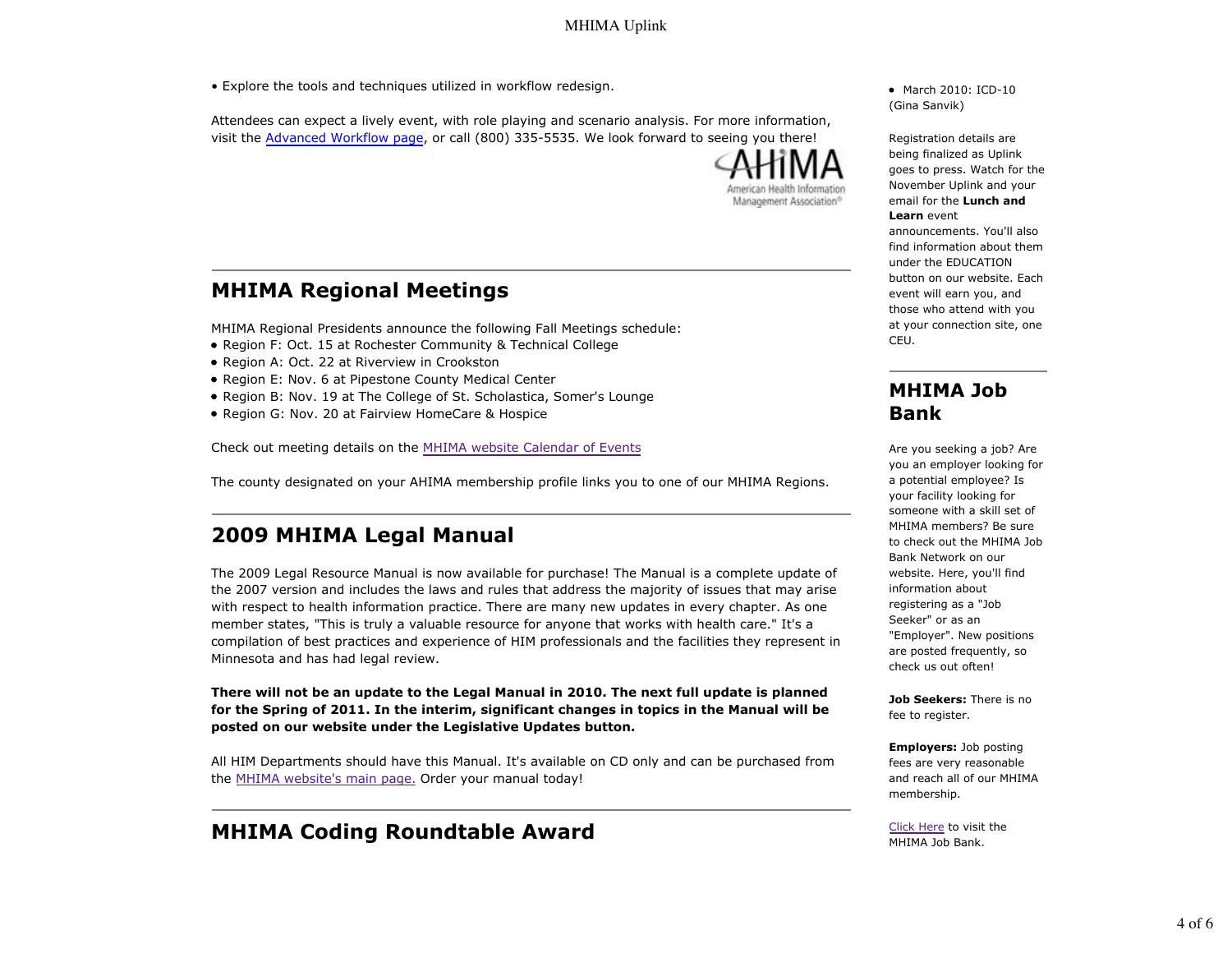• Explore the tools and techniques utilized in workflow redesign.

Attendees can expect a lively event, with role playing and scenario analysis. For more information, visit the Advanced Workflow page, or call (800) 335-5535. We look forward to seeing you there!

AHIMA American Health Information Management Association®

## MHIMA Regional Meetings

MHIMA Regional Presidents announce the following Fall Meetings schedule:

- Region F: Oct. 15 at Rochester Community & Technical College
- Region A: Oct. 22 at Riverview in Crookston
- Region E: Nov. 6 at Pipestone County Medical Center
- Region B: Nov. 19 at The College of St. Scholastica, Somer's Lounge
- Region G: Nov. 20 at Fairview HomeCare & Hospice

Check out meeting details on the MHIMA website Calendar of Events

The county designated on your AHIMA membership profile links you to one of our MHIMA Regions.

## 2009 MHIMA Legal Manual

The 2009 Legal Resource Manual is now available for purchase! The Manual is a complete update of the 2007 version and includes the laws and rules that address the majority of issues that may arise with respect to health information practice. There are many new updates in every chapter. As one member states, "This is truly a valuable resource for anyone that works with health care." It's a compilation of best practices and experience of HIM professionals and the facilities they represent in Minnesota and has had legal review.

**There will not be an update to the Legal Manual in 2010. The next full update is planned for the Spring of 2011. In the interim, significant changes in topics in the Manual will be posted on our website under the Legislative Updates button.**

All HIM Departments should have this Manual. It's available on CD only and can be purchased from the MHIMA website's main page. Order your manual today!

## MHIMA Coding Roundtable Award

- March 2010: ICD-10 (Gina Sanvik)

Registration details are being finalized as Uplink goes to press. Watch for the November Uplink and your email for the **Lunch and Learn** event announcements. You'll also find information about them under the EDUCATION button on our website. Each event will earn you, and those who attend with you at your connection site, one CEU.

## MHIMA Job Bank

Are you seeking a job? Are you an employer looking for a potential employee? Is your facility looking for someone with a skill set of MHIMA members? Be sure to check out the MHIMA Job Bank Network on our website. Here, you'll find information about registering as a "Job Seeker" or as an "Employer". New positions are posted frequently, so check us out often!

**Job Seekers:** There is no fee to register.

**Employers:** Job posting fees are very reasonable and reach all of our MHIMA membership.

Click Here to visit the MHIMA Job Bank.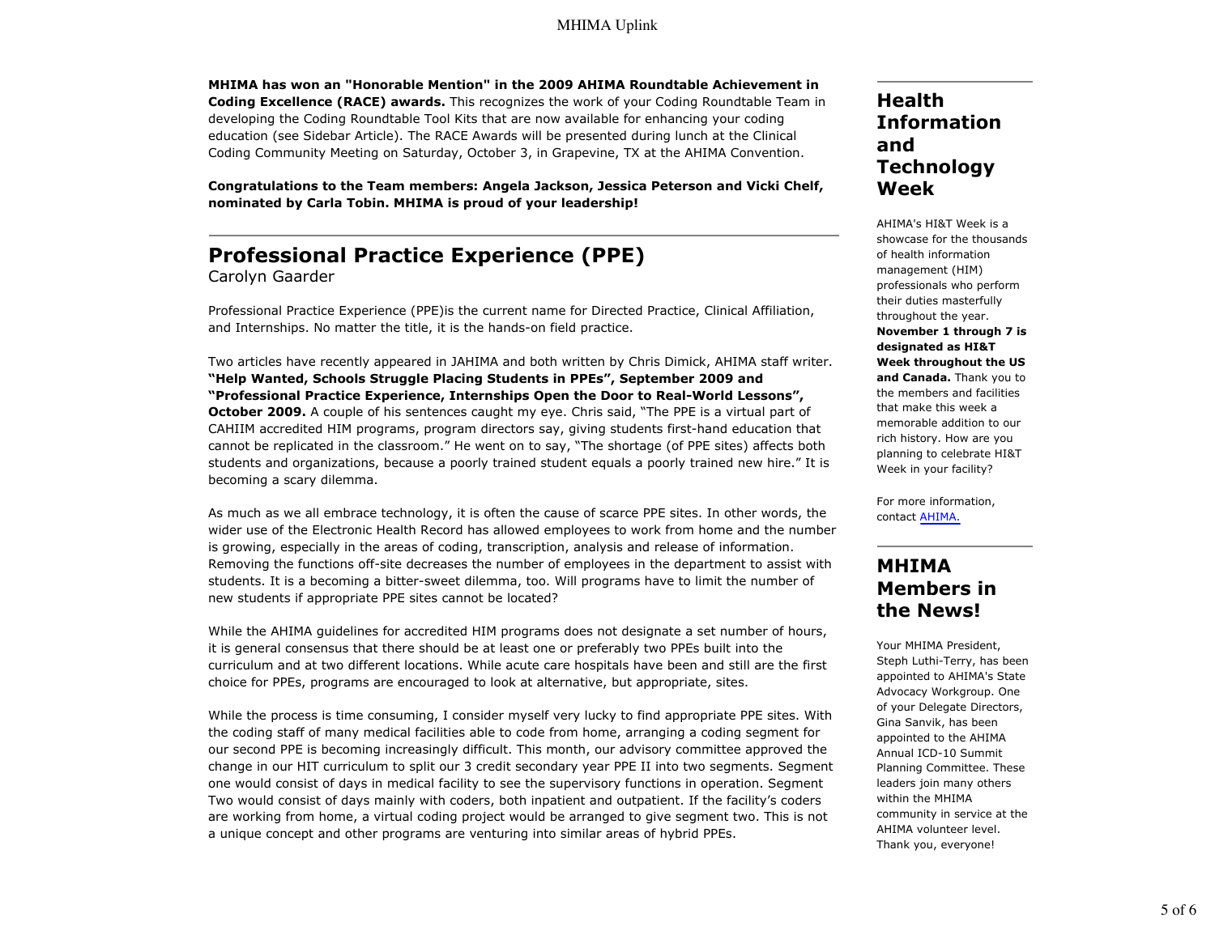**MHIMA has won an "Honorable Mention" in the 2009 AHIMA Roundtable Achievement in Coding Excellence (RACE) awards.** This recognizes the work of your Coding Roundtable Team in developing the Coding Roundtable Tool Kits that are now available for enhancing your coding education (see Sidebar Article). The RACE Awards will be presented during lunch at the Clinical Coding Community Meeting on Saturday, October 3, in Grapevine, TX at the AHIMA Convention.

**Congratulations to the Team members: Angela Jackson, Jessica Peterson and Vicki Chelf, nominated by Carla Tobin. MHIMA is proud of your leadership!**

---

## Professional Practice Experience (PPE)

Carolyn Gaarder

Professional Practice Experience (PPE)is the current name for Directed Practice, Clinical Affiliation, and Internships. No matter the title, it is the hands-on field practice.

Two articles have recently appeared in JAHIMA and both written by Chris Dimick, AHIMA staff writer. **"Help Wanted, Schools Struggle Placing Students in PPEs", September 2009 and "Professional Practice Experience, Internships Open the Door to Real-World Lessons", October 2009.** A couple of his sentences caught my eye. Chris said, "The PPE is a virtual part of CAHIIM accredited HIM programs, program directors say, giving students first-hand education that cannot be replicated in the classroom." He went on to say, "The shortage (of PPE sites) affects both students and organizations, because a poorly trained student equals a poorly trained new hire." It is becoming a scary dilemma.

As much as we all embrace technology, it is often the cause of scarce PPE sites. In other words, the wider use of the Electronic Health Record has allowed employees to work from home and the number is growing, especially in the areas of coding, transcription, analysis and release of information. Removing the functions off-site decreases the number of employees in the department to assist with students. It is a becoming a bitter-sweet dilemma, too. Will programs have to limit the number of new students if appropriate PPE sites cannot be located?

While the AHIMA guidelines for accredited HIM programs does not designate a set number of hours, it is general consensus that there should be at least one or preferably two PPEs built into the curriculum and at two different locations. While acute care hospitals have been and still are the first choice for PPEs, programs are encouraged to look at alternative, but appropriate, sites.

While the process is time consuming, I consider myself very lucky to find appropriate PPE sites. With the coding staff of many medical facilities able to code from home, arranging a coding segment for our second PPE is becoming increasingly difficult. This month, our advisory committee approved the change in our HIT curriculum to split our 3 credit secondary year PPE II into two segments. Segment one would consist of days in medical facility to see the supervisory functions in operation. Segment Two would consist of days mainly with coders, both inpatient and outpatient. If the facility's coders are working from home, a virtual coding project would be arranged to give segment two. This is not a unique concept and other programs are venturing into similar areas of hybrid PPEs.

---

## Health Information and Technology Week

AHIMA's HI&T Week is a showcase for the thousands of health information management (HIM) professionals who perform their duties masterfully throughout the year. **November 1 through 7 is designated as HI&T Week throughout the US and Canada.** Thank you to the members and facilities that make this week a memorable addition to our rich history. How are you planning to celebrate HI&T Week in your facility?

For more information, contact AHIMA.

---

## MHIMA Members in the News!

Your MHIMA President, Steph Luthi-Terry, has been appointed to AHIMA's State Advocacy Workgroup. One of your Delegate Directors, Gina Sanvik, has been appointed to the AHIMA Annual ICD-10 Summit Planning Committee. These leaders join many others within the MHIMA community in service at the AHIMA volunteer level. Thank you, everyone!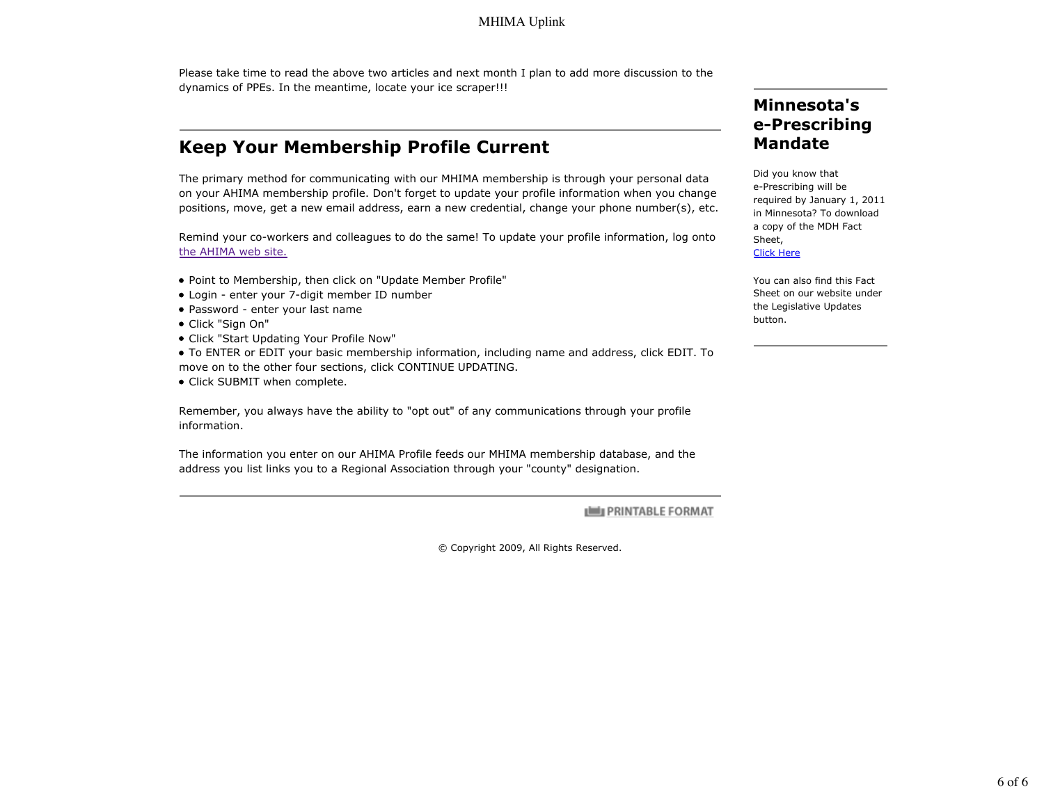Please take time to read the above two articles and next month I plan to add more discussion to the dynamics of PPEs. In the meantime, locate your ice scraper!!!

## Keep Your Membership Profile Current

The primary method for communicating with our MHIMA membership is through your personal data on your AHIMA membership profile. Don't forget to update your profile information when you change positions, move, get a new email address, earn a new credential, change your phone number(s), etc.

Remind your co-workers and colleagues to do the same! To update your profile information, log onto the AHIMA web site.

- Point to Membership, then click on "Update Member Profile"
- Login - enter your 7-digit member ID number
- Password - enter your last name
- Click "Sign On"
- Click "Start Updating Your Profile Now"
- To ENTER or EDIT your basic membership information, including name and address, click EDIT. To move on to the other four sections, click CONTINUE UPDATING.
- Click SUBMIT when complete.

Remember, you always have the ability to "opt out" of any communications through your profile information.

The information you enter on our AHIMA Profile feeds our MHIMA membership database, and the address you list links you to a Regional Association through your "county" designation.

PRINTABLE FORMAT

© Copyright 2009, All Rights Reserved.

## Minnesota's e-Prescribing Mandate

Did you know that e-Prescribing will be required by January 1, 2011 in Minnesota? To download a copy of the MDH Fact Sheet, Click Here

You can also find this Fact Sheet on our website under the Legislative Updates button.